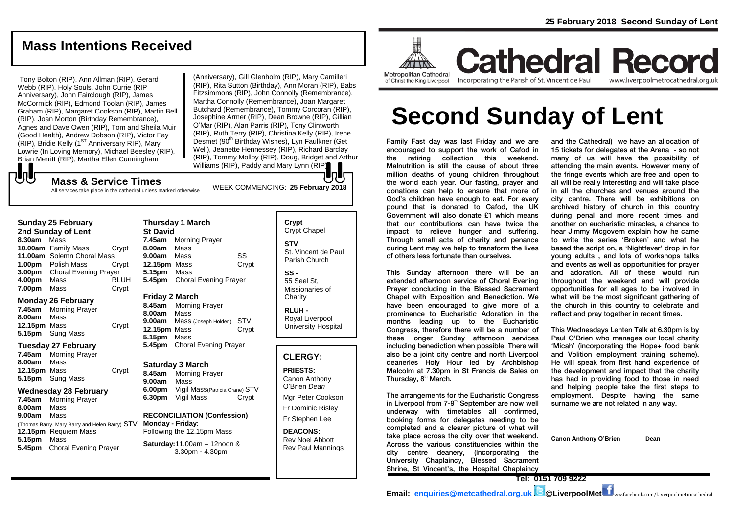25 February 2018 Second Sunday of Lent

# Mass Intentions Received

Tony Bolton (RIP), Ann Allman (RIP), Gerard Webb (RIP), Holy Souls, John Currie (RIP Anniversary), John Fairclough (RIP), James McCormick (RIP), Edmond Toolan (RIP), James Graham (RIP), Margaret Cookson (RIP), Martin Bell (RIP), Joan Morton (Birthday Remembrance), Agnes and Dave Owen (RIP), Tom and Sheila Muir (Good Health), Andrew Dobson (RIP), Victor Fay (RIP), Bridie Kelly (1ST Anniversary RIP), Mary Lowrie (In Loving Memory), Michael Beesley (RIP), Brian Merritt (RIP), Martha Ellen Cunningham (Anniversary), Gill Glenholm (RIP), Mary Camilleri (RIP), Rita Sutton (Birthday), Ann Moran (RIP), Babs Fitzsimmons (RIP), John Connolly (Remembrance), Martha Connolly (Remembrance), Joan Margaret Butchard (Remembrance), Tommy Corcoran (RIP), Josephine Armer (RIP), Dean Browne (RIP), Gillian O'Mar (RIP), Alan Parris (RIP), Tony Clintworth (RIP), Ruth Terry (RIP), Christina Kelly (RIP), Irene Desmet (90th Birthday Wishes), Lyn Faulkner (Get Well), Jeanette Hennessey (RIP), Richard Barclay (RIP), Tommy Molloy (RIP), Doug, Bridget and Arthur Williams (RIP), Paddy and Mary Lynn (RIP)

## Mass & Service Times

All services take place in the cathedral unless marked otherwise

WEEK COMMENCING: **25 February 2018**

### Sunday 25 February
**2nd Sunday of Lent**

| | | |
|---|---|---|
| **8.30am** | Mass | |
| **10.00am** | Family Mass | Crypt |
| **11.00am** | Solemn Choral Mass | |
| **1.00pm** | Polish Mass | Crypt |
| **3.00pm** | Choral Evening Prayer | |
| **4.00pm** | Mass | RLUH |
| **7.00pm** | Mass | Crypt |

### Monday 26 February

| | | |
|---|---|---|
| **7.45am** | Morning Prayer | |
| **8.00am** | Mass | |
| **12.15pm** | Mass | Crypt |
| **5.15pm** | Sung Mass | |

### Tuesday 27 February

| | | |
|---|---|---|
| **7.45am** | Morning Prayer | |
| **8.00am** | Mass | |
| **12.15pm** | Mass | Crypt |
| **5.15pm** | Sung Mass | |

### Wednesday 28 February

| | | |
|---|---|---|
| **7.45am** | Morning Prayer | |
| **8.00am** | Mass | |
| **9.00am** | Mass (Thomas Barry, Mary Barry and Helen Barry) | STV |
| **12.15pm** | Requiem Mass | |
| **5.15pm** | Mass | |
| **5.45pm** | Choral Evening Prayer | |

### Thursday 1 March
**St David**

| | | |
|---|---|---|
| **7.45am** | Morning Prayer | |
| **8.00am** | Mass | |
| **9.00am** | Mass | SS |
| **12.15pm** | Mass | Crypt |
| **5.15pm** | Mass | |
| **5.45pm** | Choral Evening Prayer | |

### Friday 2 March

| | | |
|---|---|---|
| **8.45am** | Morning Prayer | |
| **8.00am** | Mass | |
| **9.00am** | Mass (Joseph Holden) | STV |
| **12.15pm** | Mass | Crypt |
| **5.15pm** | Mass | |
| **5.45pm** | Choral Evening Prayer | |

### Saturday 3 March

| | | |
|---|---|---|
| **8.45am** | Morning Prayer | |
| **9.00am** | Mass | |
| **6.00pm** | Vigil Mass (Patricia Crane) | STV |
| **6.30pm** | Vigil Mass | Crypt |

**RECONCILIATION (Confession)**
**Monday - Friday**: Following the 12.15pm Mass
**Saturday:** 11.00am – 12noon & 3.30pm - 4.30pm

**Crypt** Crypt Chapel
**STV** St. Vincent de Paul Parish Church
**SS -** 55 Seel St, Missionaries of Charity
**RLUH -** Royal Liverpool University Hospital

## CLERGY:

**PRIESTS:**
Canon Anthony O'Brien *Dean*
Mgr Peter Cookson
Fr Dominic Risley
Fr Stephen Lee

**DEACONS:**
Rev Noel Abbott
Rev Paul Mannings

Metropolitan Cathedral of Christ the King Liverpool

# Cathedral Record

Incorporating the Parish of St. Vincent de Paul — www.liverpoolmetrocathedral.org.uk

# Second Sunday of Lent

Family Fast day was last Friday and we are encouraged to support the work of Cafod in the retiring collection this weekend. Malnutrition is still the cause of about three million deaths of young children throughout the world each year. Our fasting, prayer and donations can help to ensure that more of God's children have enough to eat. For every pound that is donated to Cafod, the UK Government will also donate £1 which means that our contributions can have twice the impact to relieve hunger and suffering. Through small acts of charity and penance during Lent may we help to transform the lives of others less fortunate than ourselves.

This Sunday afternoon there will be an extended afternoon service of Choral Evening Prayer concluding in the Blessed Sacrament Chapel with Exposition and Benediction. We have been encouraged to give more of a prominence to Eucharistic Adoration in the months leading up to the Eucharistic Congress, therefore there will be a number of these longer Sunday afternoon services including benediction when possible. There will also be a joint city centre and north Liverpool deaneries Holy Hour led by Archbishop Malcolm at 7.30pm in St Francis de Sales on Thursday, 8th March.

The arrangements for the Eucharistic Congress in Liverpool from 7-9th September are now well underway with timetables all confirmed, booking forms for delegates needing to be completed and a clearer picture of what will take place across the city over that weekend. Across the various constituencies within the city centre deanery, (incorporating the University Chaplaincy, Blessed Sacrament Shrine, St Vincent's, the Hospital Chaplaincy and the Cathedral) we have an allocation of 15 tickets for delegates at the Arena - so not many of us will have the possibility of attending the main events. However many of the fringe events which are free and open to all will be really interesting and will take place in all the churches and venues around the city centre. There will be exhibitions on archived history of church in this country during penal and more recent times and another on eucharistic miracles, a chance to hear Jimmy Mcgovern explain how he came to write the series 'Broken' and what he based the script on, a 'Nightfever' drop in for young adults , and lots of workshops talks and events as well as opportunities for prayer and adoration. All of these would run throughout the weekend and will provide opportunities for all ages to be involved in what will be the most significant gathering of the church in this country to celebrate and reflect and pray together in recent times.

This Wednesdays Lenten Talk at 6.30pm is by Paul O'Brien who manages our local charity 'Micah' (incorporating the Hope+ food bank and Volition employment training scheme). He will speak from first hand experience of the development and impact that the charity has had in providing food to those in need and helping people take the first steps to employment. Despite having the same surname we are not related in any way.

**Canon Anthony O'Brien Dean**

**Tel: 0151 709 9222**

**Email: enquiries@metcathedral.org.uk @LiverpoolMet** www.facebook.com/Liverpoolmetrocathedral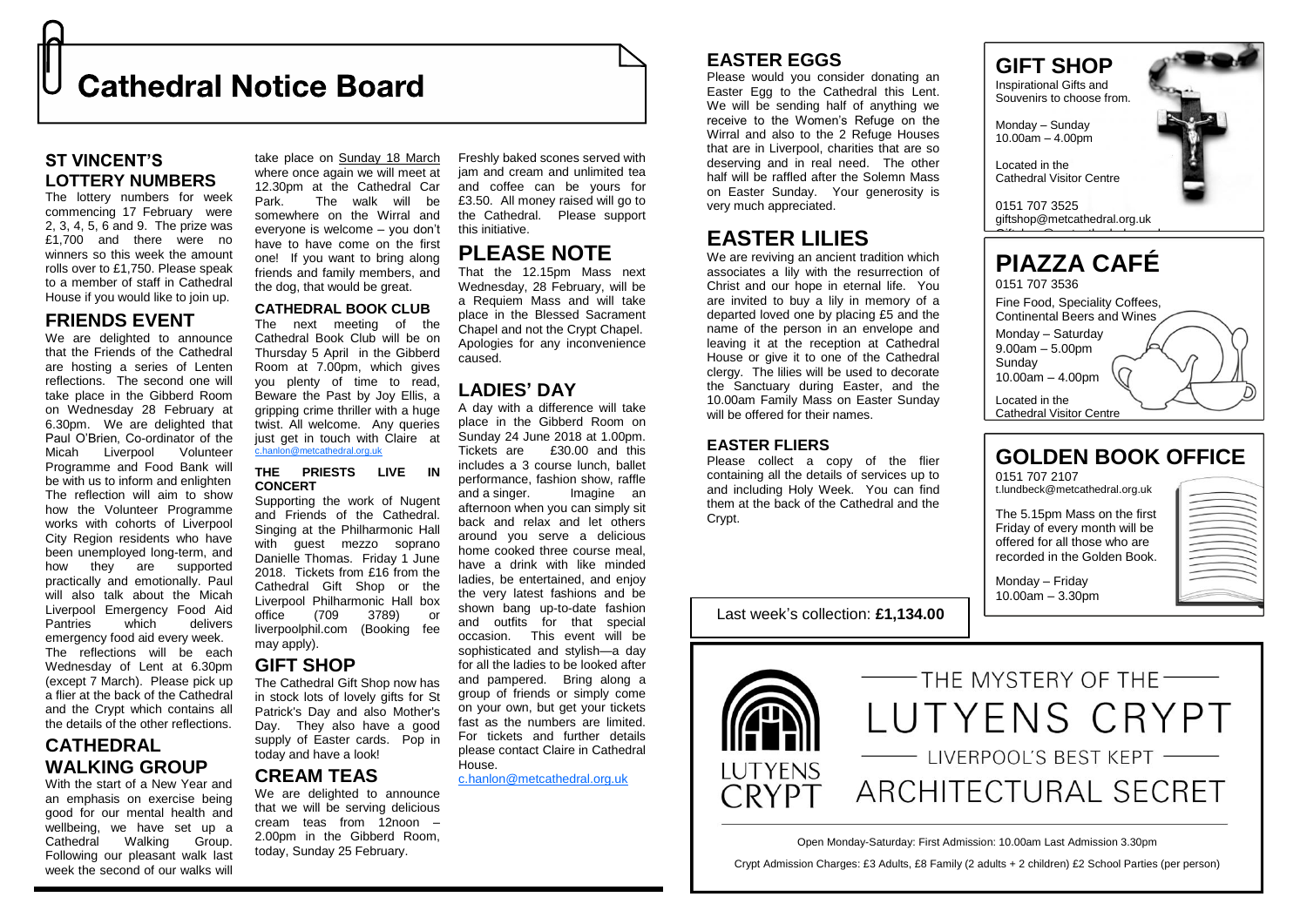# Cathedral Notice Board

## ST VINCENT'S LOTTERY NUMBERS

The lottery numbers for week commencing 17 February were 2, 3, 4, 5, 6 and 9. The prize was £1,700 and there were no winners so this week the amount rolls over to £1,750. Please speak to a member of staff in Cathedral House if you would like to join up.

## FRIENDS EVENT

We are delighted to announce that the Friends of the Cathedral are hosting a series of Lenten reflections. The second one will take place in the Gibberd Room on Wednesday 28 February at 6.30pm. We are delighted that Paul O'Brien, Co-ordinator of the Micah Liverpool Volunteer Programme and Food Bank will be with us to inform and enlighten The reflection will aim to show how the Volunteer Programme works with cohorts of Liverpool City Region residents who have been unemployed long-term, and how they are supported practically and emotionally. Paul will also talk about the Micah Liverpool Emergency Food Aid Pantries which delivers emergency food aid every week.

The reflections will be each Wednesday of Lent at 6.30pm (except 7 March). Please pick up a flier at the back of the Cathedral and the Crypt which contains all the details of the other reflections.

## CATHEDRAL WALKING GROUP

With the start of a New Year and an emphasis on exercise being good for our mental health and wellbeing, we have set up a Cathedral Walking Group. Following our pleasant walk last week the second of our walks will take place on Sunday 18 March where once again we will meet at 12.30pm at the Cathedral Car Park. The walk will be somewhere on the Wirral and everyone is welcome – you don't have to have come on the first one! If you want to bring along friends and family members, and the dog, that would be great.

### CATHEDRAL BOOK CLUB

The next meeting of the Cathedral Book Club will be on Thursday 5 April in the Gibberd Room at 7.00pm, which gives you plenty of time to read, Beware the Past by Joy Ellis, a gripping crime thriller with a huge twist. All welcome. Any queries just get in touch with Claire at c.hanlon@metcathedral.org.uk

### THE PRIESTS LIVE IN CONCERT

Supporting the work of Nugent and Friends of the Cathedral. Singing at the Philharmonic Hall with guest mezzo soprano Danielle Thomas. Friday 1 June 2018. Tickets from £16 from the Cathedral Gift Shop or the Liverpool Philharmonic Hall box office (709 3789) or liverpoolphil.com (Booking fee may apply).

## GIFT SHOP

The Cathedral Gift Shop now has in stock lots of lovely gifts for St Patrick's Day and also Mother's Day. They also have a good supply of Easter cards. Pop in today and have a look!

## CREAM TEAS

We are delighted to announce that we will be serving delicious cream teas from 12noon – 2.00pm in the Gibberd Room, today, Sunday 25 February.

Freshly baked scones served with jam and cream and unlimited tea and coffee can be yours for £3.50. All money raised will go to the Cathedral. Please support this initiative.

## PLEASE NOTE

That the 12.15pm Mass next Wednesday, 28 February, will be a Requiem Mass and will take place in the Blessed Sacrament Chapel and not the Crypt Chapel. Apologies for any inconvenience caused.

## LADIES' DAY

A day with a difference will take place in the Gibberd Room on Sunday 24 June 2018 at 1.00pm. Tickets are £30.00 and this includes a 3 course lunch, ballet performance, fashion show, raffle and a singer. Imagine an afternoon when you can simply sit back and relax and let others around you serve a delicious home cooked three course meal, have a drink with like minded ladies, be entertained, and enjoy the very latest fashions and be shown bang up-to-date fashion and outfits for that special occasion. This event will be sophisticated and stylish—a day for all the ladies to be looked after and pampered. Bring along a group of friends or simply come on your own, but get your tickets fast as the numbers are limited. For tickets and further details please contact Claire in Cathedral House.

c.hanlon@metcathedral.org.uk

## EASTER EGGS

Please would you consider donating an Easter Egg to the Cathedral this Lent. We will be sending half of anything we receive to the Women's Refuge on the Wirral and also to the 2 Refuge Houses that are in Liverpool, charities that are so deserving and in real need. The other half will be raffled after the Solemn Mass on Easter Sunday. Your generosity is very much appreciated.

## EASTER LILIES

We are reviving an ancient tradition which associates a lily with the resurrection of Christ and our hope in eternal life. You are invited to buy a lily in memory of a departed loved one by placing £5 and the name of the person in an envelope and leaving it at the reception at Cathedral House or give it to one of the Cathedral clergy. The lilies will be used to decorate the Sanctuary during Easter, and the 10.00am Family Mass on Easter Sunday will be offered for their names.

### EASTER FLIERS

Please collect a copy of the flier containing all the details of services up to and including Holy Week. You can find them at the back of the Cathedral and the Crypt.

Last week's collection: **£1,134.00**

## GIFT SHOP

Inspirational Gifts and Souvenirs to choose from.

Monday – Sunday
10.00am – 4.00pm

Located in the Cathedral Visitor Centre

0151 707 3525
giftshop@metcathedral.org.uk

## PIAZZA CAFÉ

0151 707 3536

Fine Food, Speciality Coffees, Continental Beers and Wines

Monday – Saturday
9.00am – 5.00pm
Sunday
10.00am – 4.00pm

Located in the Cathedral Visitor Centre

## GOLDEN BOOK OFFICE

0151 707 2107
t.lundbeck@metcathedral.org.uk

The 5.15pm Mass on the first Friday of every month will be offered for all those who are recorded in the Golden Book.

Monday – Friday
10.00am – 3.30pm

LUTYENS CRYPT

THE MYSTERY OF THE LUTYENS CRYPT

LIVERPOOL'S BEST KEPT ARCHITECTURAL SECRET

Open Monday-Saturday: First Admission: 10.00am Last Admission 3.30pm

Crypt Admission Charges: £3 Adults, £8 Family (2 adults + 2 children) £2 School Parties (per person)